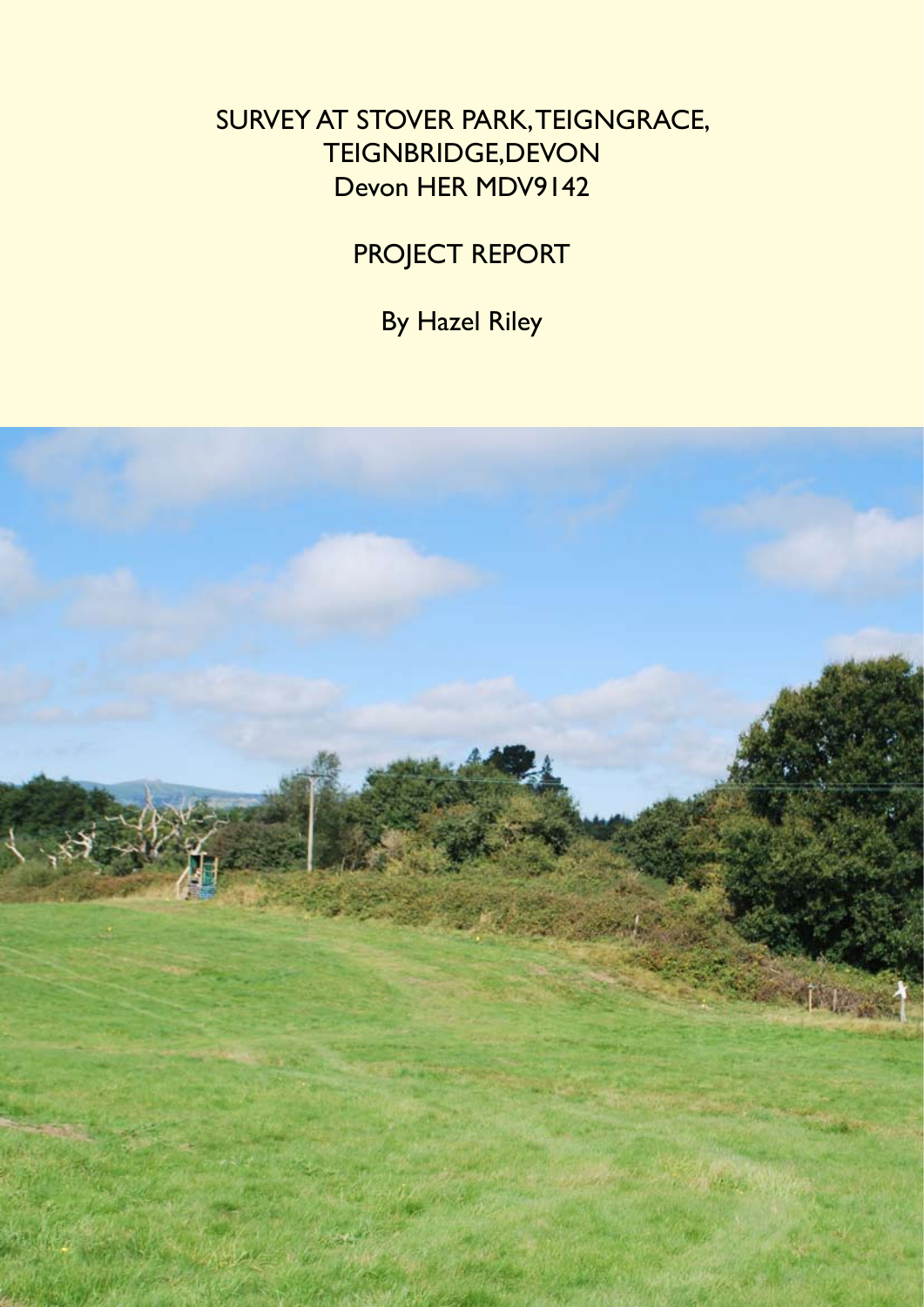# SURVEY AT STOVER PARK, TEIGNGRACE, TEIGNBRIDGE, DEVON
Devon HER MDV9142

## PROJECT REPORT

By Hazel Riley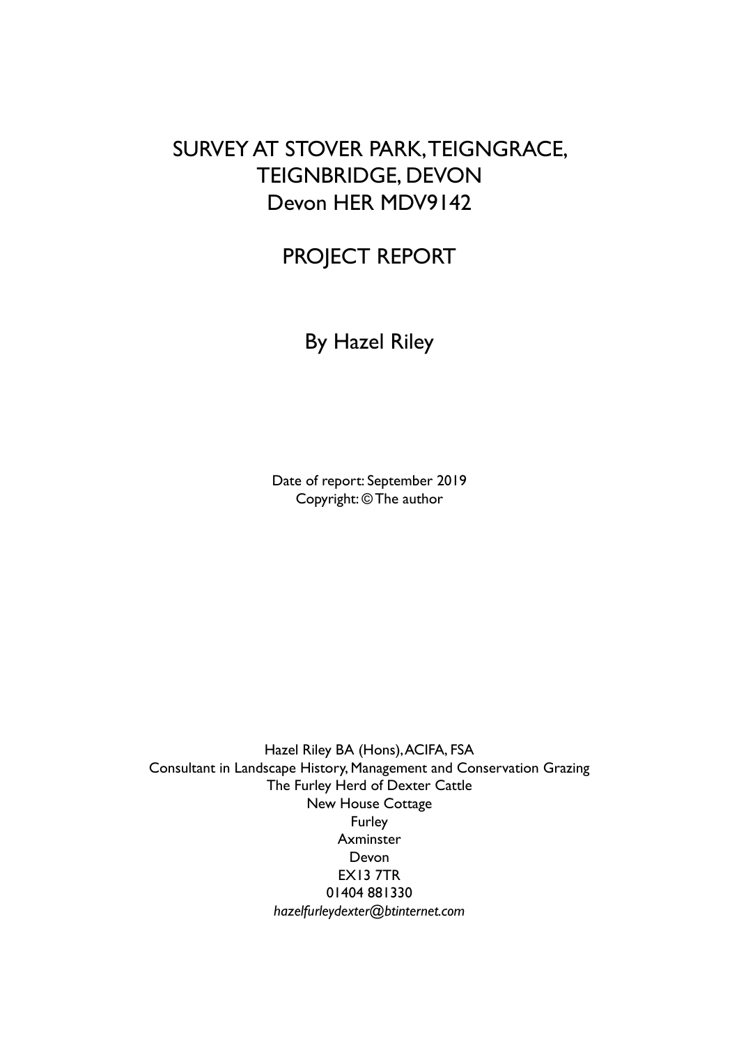# SURVEY AT STOVER PARK, TEIGNGRACE, TEIGNBRIDGE, DEVON
## Devon HER MDV9142

## PROJECT REPORT

By Hazel Riley

Date of report: September 2019
Copyright: © The author

Hazel Riley BA (Hons), ACIFA, FSA
Consultant in Landscape History, Management and Conservation Grazing
The Furley Herd of Dexter Cattle
New House Cottage
Furley
Axminster
Devon
EX13 7TR
01404 881330
*hazelfurleydexter@btinternet.com*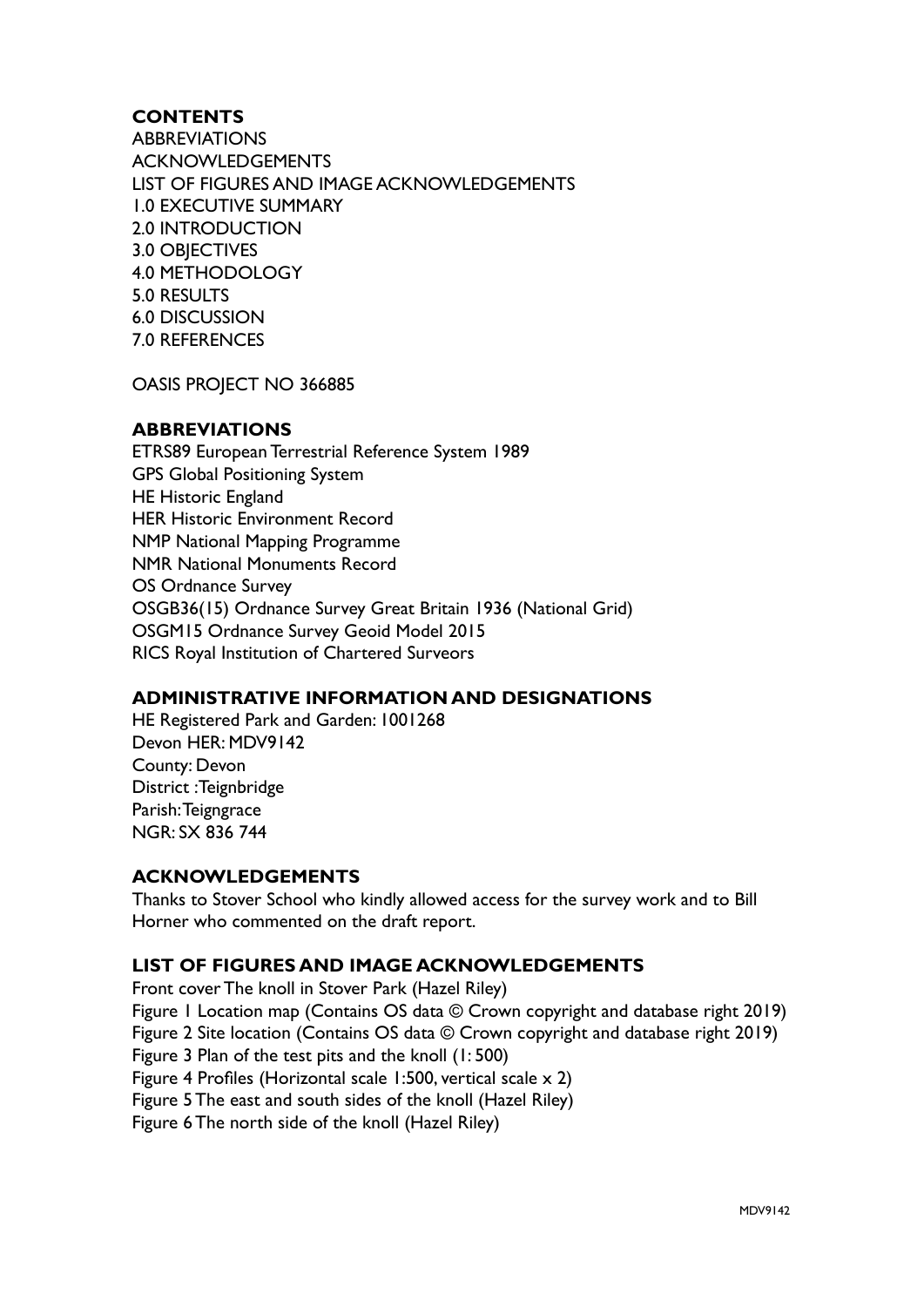## CONTENTS

ABBREVIATIONS
ACKNOWLEDGEMENTS
LIST OF FIGURES AND IMAGE ACKNOWLEDGEMENTS
1.0 EXECUTIVE SUMMARY
2.0 INTRODUCTION
3.0 OBJECTIVES
4.0 METHODOLOGY
5.0 RESULTS
6.0 DISCUSSION
7.0 REFERENCES

OASIS PROJECT NO 366885

## ABBREVIATIONS

ETRS89 European Terrestrial Reference System 1989
GPS Global Positioning System
HE Historic England
HER Historic Environment Record
NMP National Mapping Programme
NMR National Monuments Record
OS Ordnance Survey
OSGB36(15) Ordnance Survey Great Britain 1936 (National Grid)
OSGM15 Ordnance Survey Geoid Model 2015
RICS Royal Institution of Chartered Surveors

## ADMINISTRATIVE INFORMATION AND DESIGNATIONS

HE Registered Park and Garden: 1001268
Devon HER: MDV9142
County: Devon
District :Teignbridge
Parish: Teigngrace
NGR: SX 836 744

## ACKNOWLEDGEMENTS

Thanks to Stover School who kindly allowed access for the survey work and to Bill Horner who commented on the draft report.

## LIST OF FIGURES AND IMAGE ACKNOWLEDGEMENTS

Front cover The knoll in Stover Park (Hazel Riley)
Figure 1 Location map (Contains OS data © Crown copyright and database right 2019)
Figure 2 Site location (Contains OS data © Crown copyright and database right 2019)
Figure 3 Plan of the test pits and the knoll (1: 500)
Figure 4 Profiles (Horizontal scale 1:500, vertical scale x 2)
Figure 5 The east and south sides of the knoll (Hazel Riley)
Figure 6 The north side of the knoll (Hazel Riley)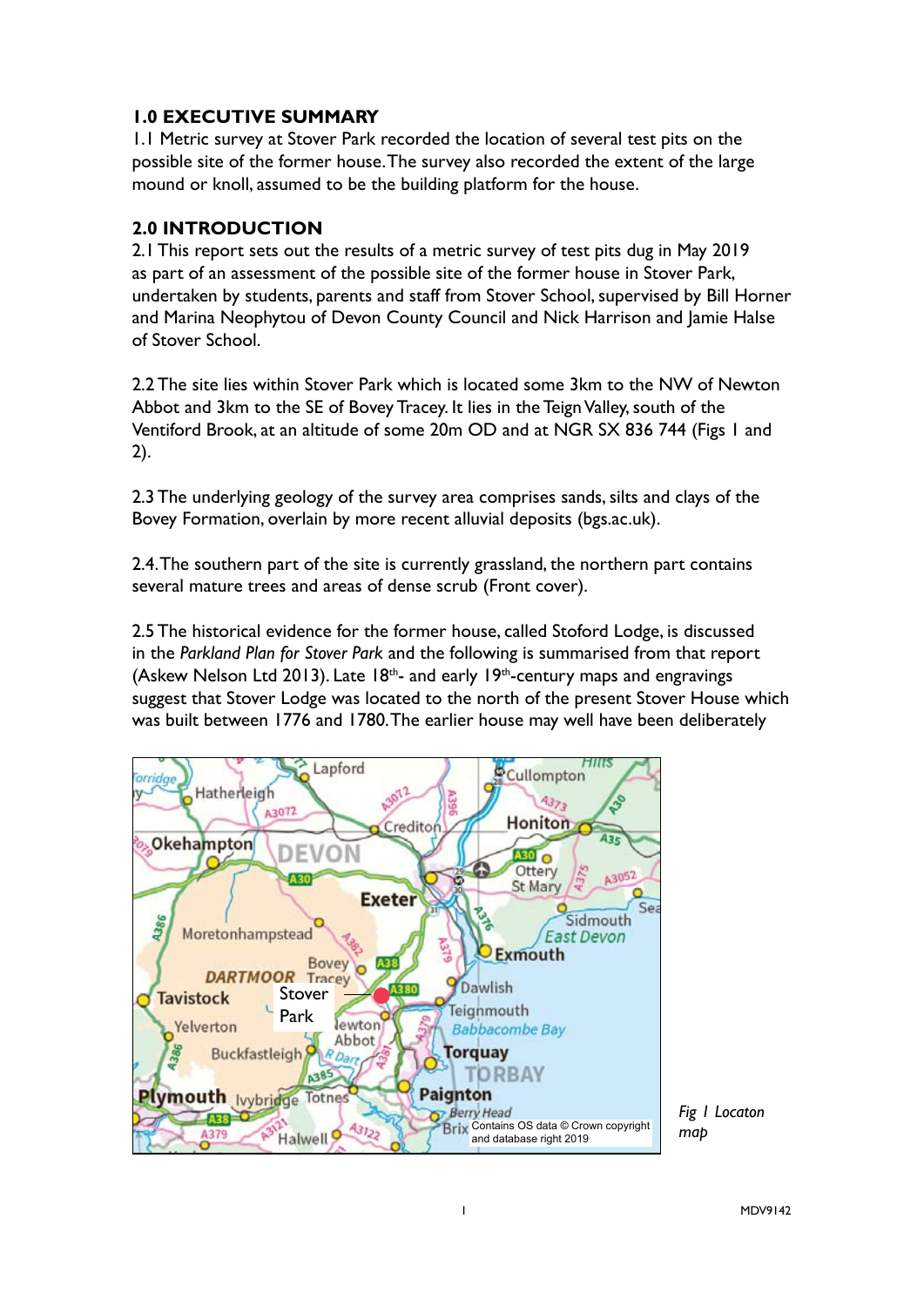## 1.0 EXECUTIVE SUMMARY

1.1 Metric survey at Stover Park recorded the location of several test pits on the possible site of the former house. The survey also recorded the extent of the large mound or knoll, assumed to be the building platform for the house.

## 2.0 INTRODUCTION

2.1 This report sets out the results of a metric survey of test pits dug in May 2019 as part of an assessment of the possible site of the former house in Stover Park, undertaken by students, parents and staff from Stover School, supervised by Bill Horner and Marina Neophytou of Devon County Council and Nick Harrison and Jamie Halse of Stover School.

2.2 The site lies within Stover Park which is located some 3km to the NW of Newton Abbot and 3km to the SE of Bovey Tracey. It lies in the Teign Valley, south of the Ventiford Brook, at an altitude of some 20m OD and at NGR SX 836 744 (Figs 1 and 2).

2.3 The underlying geology of the survey area comprises sands, silts and clays of the Bovey Formation, overlain by more recent alluvial deposits (bgs.ac.uk).

2.4. The southern part of the site is currently grassland, the northern part contains several mature trees and areas of dense scrub (Front cover).

2.5 The historical evidence for the former house, called Stoford Lodge, is discussed in the *Parkland Plan for Stover Park* and the following is summarised from that report (Askew Nelson Ltd 2013). Late 18th- and early 19th-century maps and engravings suggest that Stover Lodge was located to the north of the present Stover House which was built between 1776 and 1780. The earlier house may well have been deliberately

*Fig 1 Locaton map*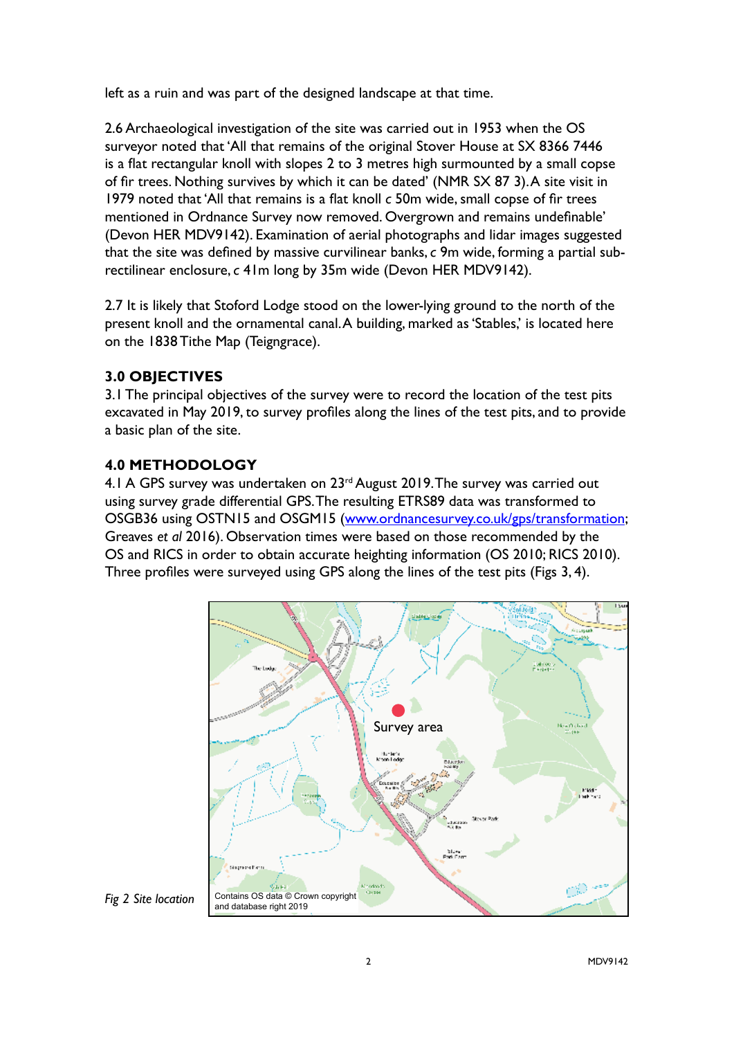left as a ruin and was part of the designed landscape at that time.

2.6 Archaeological investigation of the site was carried out in 1953 when the OS surveyor noted that 'All that remains of the original Stover House at SX 8366 7446 is a flat rectangular knoll with slopes 2 to 3 metres high surmounted by a small copse of fir trees. Nothing survives by which it can be dated' (NMR SX 87 3). A site visit in 1979 noted that 'All that remains is a flat knoll *c* 50m wide, small copse of fir trees mentioned in Ordnance Survey now removed. Overgrown and remains undefinable' (Devon HER MDV9142). Examination of aerial photographs and lidar images suggested that the site was defined by massive curvilinear banks, *c* 9m wide, forming a partial sub-rectilinear enclosure, *c* 41m long by 35m wide (Devon HER MDV9142).

2.7 It is likely that Stoford Lodge stood on the lower-lying ground to the north of the present knoll and the ornamental canal. A building, marked as 'Stables,' is located here on the 1838 Tithe Map (Teigngrace).

## 3.0 OBJECTIVES

3.1 The principal objectives of the survey were to record the location of the test pits excavated in May 2019, to survey profiles along the lines of the test pits, and to provide a basic plan of the site.

## 4.0 METHODOLOGY

4.1 A GPS survey was undertaken on 23rd August 2019. The survey was carried out using survey grade differential GPS. The resulting ETRS89 data was transformed to OSGB36 using OSTN15 and OSGM15 (www.ordnancesurvey.co.uk/gps/transformation; Greaves *et al* 2016). Observation times were based on those recommended by the OS and RICS in order to obtain accurate heighting information (OS 2010; RICS 2010). Three profiles were surveyed using GPS along the lines of the test pits (Figs 3, 4).

Survey area

Contains OS data © Crown copyright and database right 2019

*Fig 2 Site location*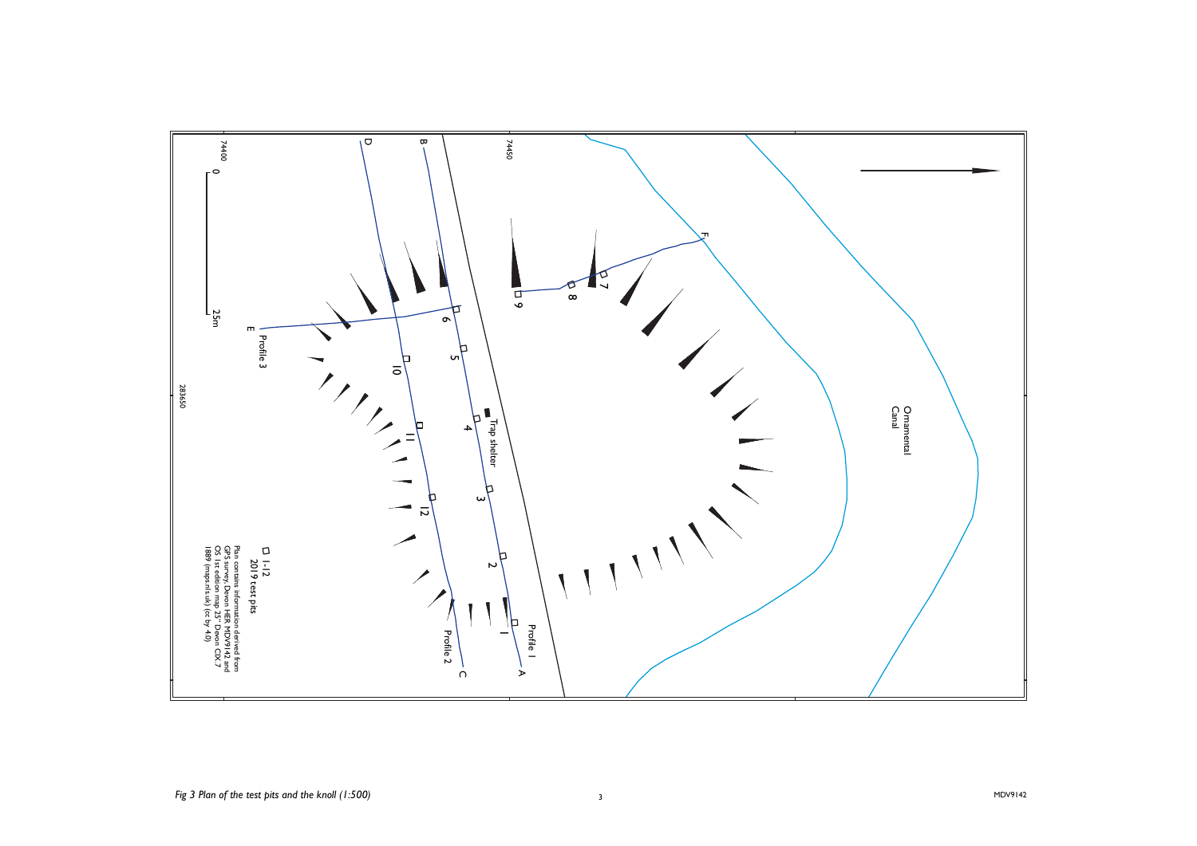*Fig 3 Plan of the test pits and the knoll (1:500)*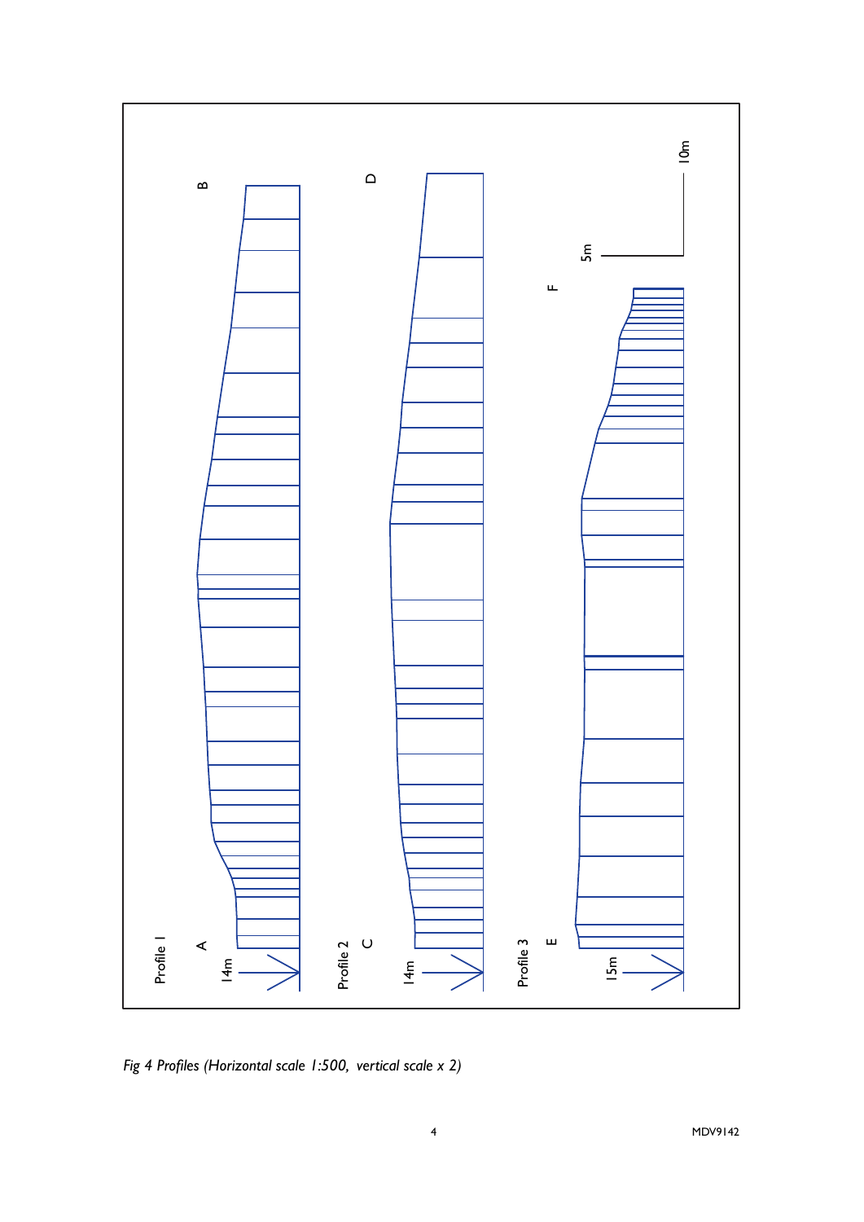Profile 1

A

14m

B

Profile 2

C

14m

D

Profile 3

E

15m

F

5m

10m

*Fig 4 Profiles (Horizontal scale 1:500, vertical scale x 2)*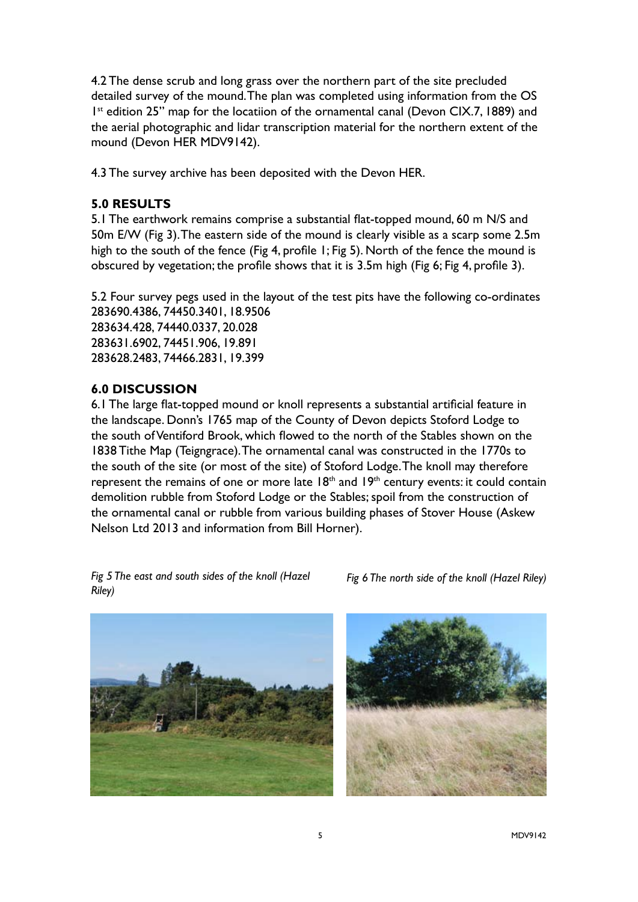4.2 The dense scrub and long grass over the northern part of the site precluded detailed survey of the mound. The plan was completed using information from the OS 1st edition 25" map for the locatiion of the ornamental canal (Devon CIX.7, 1889) and the aerial photographic and lidar transcription material for the northern extent of the mound (Devon HER MDV9142).

4.3 The survey archive has been deposited with the Devon HER.

## 5.0 RESULTS

5.1 The earthwork remains comprise a substantial flat-topped mound, 60 m N/S and 50m E/W (Fig 3). The eastern side of the mound is clearly visible as a scarp some 2.5m high to the south of the fence (Fig 4, profile 1; Fig 5). North of the fence the mound is obscured by vegetation; the profile shows that it is 3.5m high (Fig 6; Fig 4, profile 3).

5.2 Four survey pegs used in the layout of the test pits have the following co-ordinates
283690.4386, 74450.3401, 18.9506
283634.428, 74440.0337, 20.028
283631.6902, 74451.906, 19.891
283628.2483, 74466.2831, 19.399

## 6.0 DISCUSSION

6.1 The large flat-topped mound or knoll represents a substantial artificial feature in the landscape. Donn's 1765 map of the County of Devon depicts Stoford Lodge to the south of Ventiford Brook, which flowed to the north of the Stables shown on the 1838 Tithe Map (Teigngrace). The ornamental canal was constructed in the 1770s to the south of the site (or most of the site) of Stoford Lodge. The knoll may therefore represent the remains of one or more late 18th and 19th century events: it could contain demolition rubble from Stoford Lodge or the Stables; spoil from the construction of the ornamental canal or rubble from various building phases of Stover House (Askew Nelson Ltd 2013 and information from Bill Horner).

*Fig 5 The east and south sides of the knoll (Hazel Riley)*

*Fig 6 The north side of the knoll (Hazel Riley)*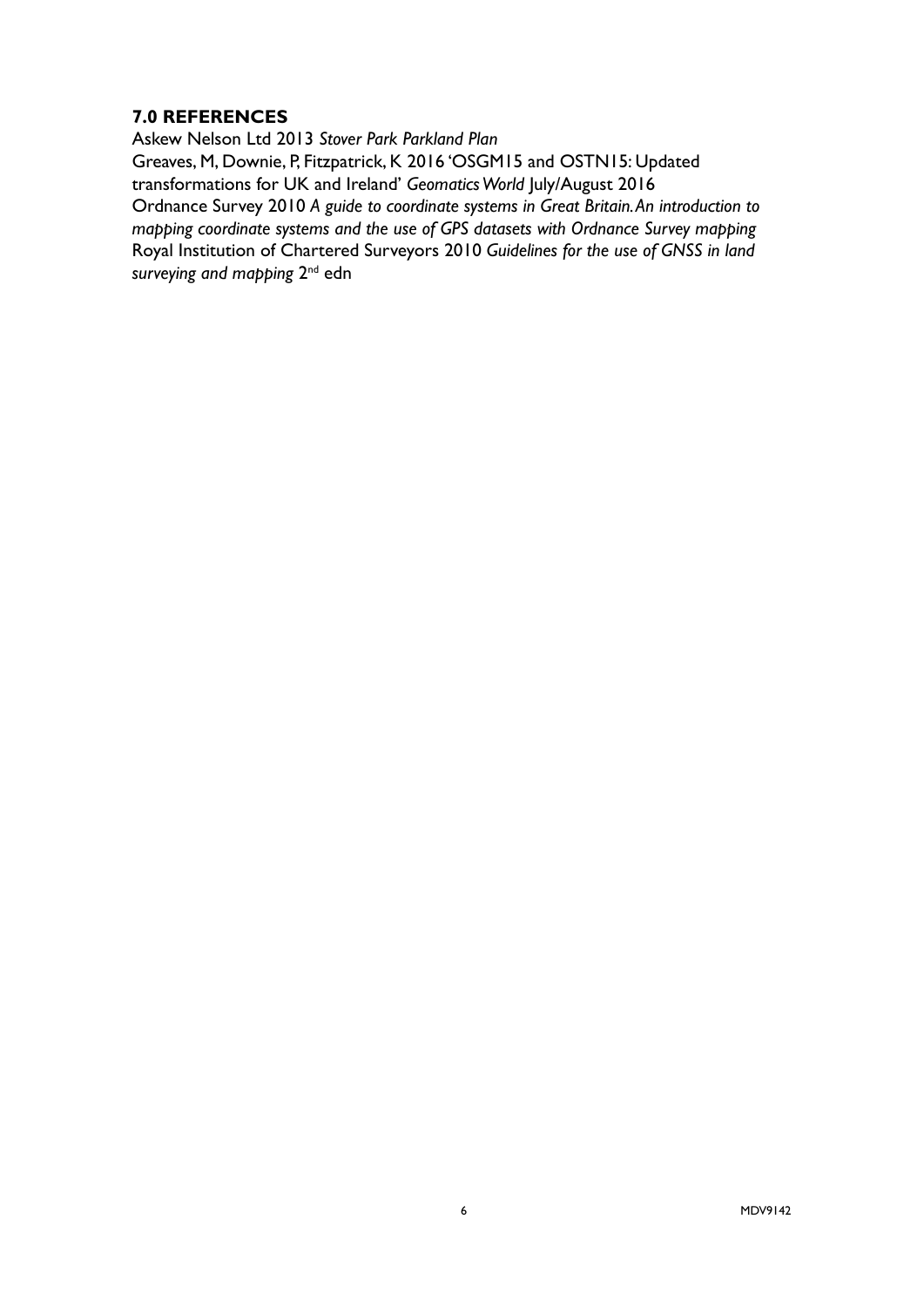## 7.0 REFERENCES

Askew Nelson Ltd 2013 *Stover Park Parkland Plan*

Greaves, M, Downie, P, Fitzpatrick, K 2016 'OSGM15 and OSTN15: Updated transformations for UK and Ireland' *Geomatics World* July/August 2016

Ordnance Survey 2010 *A guide to coordinate systems in Great Britain. An introduction to mapping coordinate systems and the use of GPS datasets with Ordnance Survey mapping*

Royal Institution of Chartered Surveyors 2010 *Guidelines for the use of GNSS in land surveying and mapping* 2nd edn